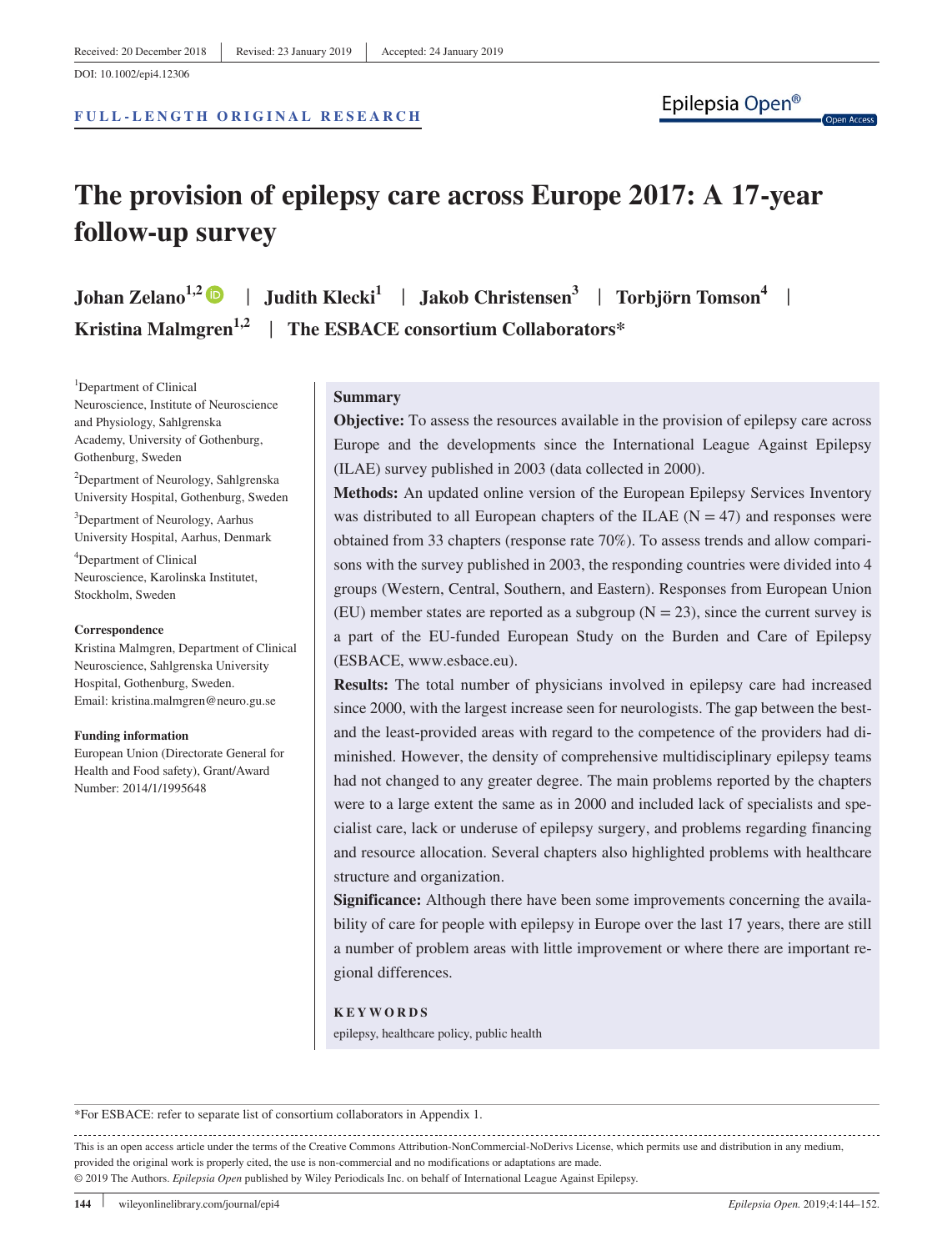Received: 20 December 2018 | Revised: 23 January 2019 | Accepted: 24 January 2019

DOI: 10.1002/epi4.12306

**FULL-LENGTH ORIGINAL RESEARCH**

# The provision of epilepsy care across Europe 2017: A 17-year follow-up survey

**Johan Zelano[1,2] | Judith Klecki[1] | Jakob Christensen[3] | Torbjörn Tomson[4] | Kristina Malmgren[1,2] | The ESBACE consortium Collaborators***

[1]Department of Clinical Neuroscience, Institute of Neuroscience and Physiology, Sahlgrenska Academy, University of Gothenburg, Gothenburg, Sweden

[2]Department of Neurology, Sahlgrenska University Hospital, Gothenburg, Sweden

[3]Department of Neurology, Aarhus University Hospital, Aarhus, Denmark

[4]Department of Clinical Neuroscience, Karolinska Institutet, Stockholm, Sweden

**Correspondence**
Kristina Malmgren, Department of Clinical Neuroscience, Sahlgrenska University Hospital, Gothenburg, Sweden.
Email: kristina.malmgren@neuro.gu.se

**Funding information**
European Union (Directorate General for Health and Food safety), Grant/Award Number: 2014/1/1995648

## Summary

**Objective:** To assess the resources available in the provision of epilepsy care across Europe and the developments since the International League Against Epilepsy (ILAE) survey published in 2003 (data collected in 2000).

**Methods:** An updated online version of the European Epilepsy Services Inventory was distributed to all European chapters of the ILAE (N = 47) and responses were obtained from 33 chapters (response rate 70%). To assess trends and allow comparisons with the survey published in 2003, the responding countries were divided into 4 groups (Western, Central, Southern, and Eastern). Responses from European Union (EU) member states are reported as a subgroup (N = 23), since the current survey is a part of the EU-funded European Study on the Burden and Care of Epilepsy (ESBACE, www.esbace.eu).

**Results:** The total number of physicians involved in epilepsy care had increased since 2000, with the largest increase seen for neurologists. The gap between the best- and the least-provided areas with regard to the competence of the providers had diminished. However, the density of comprehensive multidisciplinary epilepsy teams had not changed to any greater degree. The main problems reported by the chapters were to a large extent the same as in 2000 and included lack of specialists and specialist care, lack or underuse of epilepsy surgery, and problems regarding financing and resource allocation. Several chapters also highlighted problems with healthcare structure and organization.

**Significance:** Although there have been some improvements concerning the availability of care for people with epilepsy in Europe over the last 17 years, there are still a number of problem areas with little improvement or where there are important regional differences.

**KEYWORDS**

epilepsy, healthcare policy, public health

*For ESBACE: refer to separate list of consortium collaborators in Appendix 1.

This is an open access article under the terms of the Creative Commons Attribution-NonCommercial-NoDerivs License, which permits use and distribution in any medium, provided the original work is properly cited, the use is non-commercial and no modifications or adaptations are made.
© 2019 The Authors. *Epilepsia Open* published by Wiley Periodicals Inc. on behalf of International League Against Epilepsy.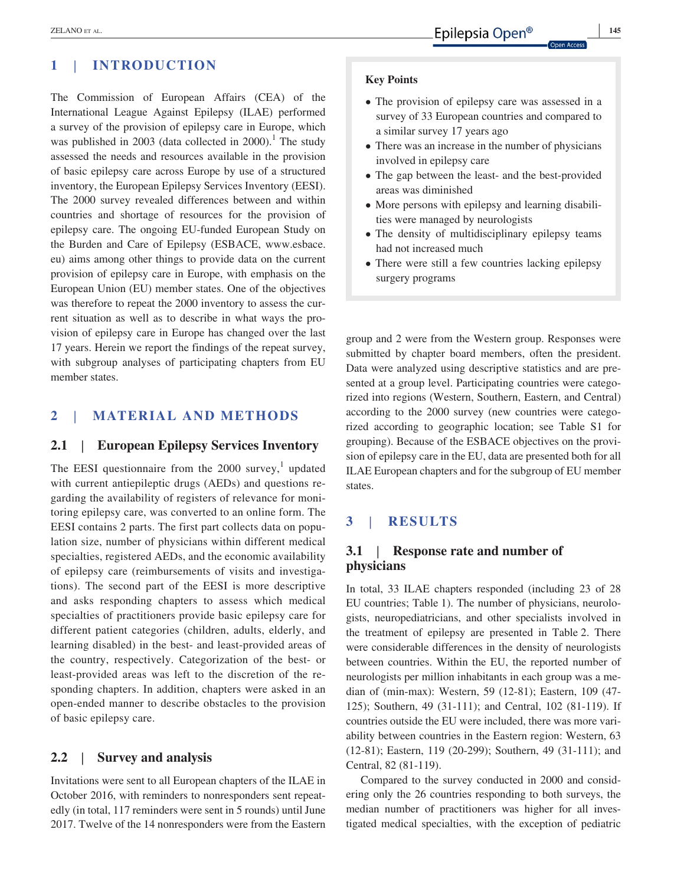## 1 | INTRODUCTION

The Commission of European Affairs (CEA) of the International League Against Epilepsy (ILAE) performed a survey of the provision of epilepsy care in Europe, which was published in 2003 (data collected in 2000).[1] The study assessed the needs and resources available in the provision of basic epilepsy care across Europe by use of a structured inventory, the European Epilepsy Services Inventory (EESI). The 2000 survey revealed differences between and within countries and shortage of resources for the provision of epilepsy care. The ongoing EU-funded European Study on the Burden and Care of Epilepsy (ESBACE, www.esbace.eu) aims among other things to provide data on the current provision of epilepsy care in Europe, with emphasis on the European Union (EU) member states. One of the objectives was therefore to repeat the 2000 inventory to assess the current situation as well as to describe in what ways the provision of epilepsy care in Europe has changed over the last 17 years. Herein we report the findings of the repeat survey, with subgroup analyses of participating chapters from EU member states.

**Key Points**

- The provision of epilepsy care was assessed in a survey of 33 European countries and compared to a similar survey 17 years ago
- There was an increase in the number of physicians involved in epilepsy care
- The gap between the least- and the best-provided areas was diminished
- More persons with epilepsy and learning disabilities were managed by neurologists
- The density of multidisciplinary epilepsy teams had not increased much
- There were still a few countries lacking epilepsy surgery programs

## 2 | MATERIAL AND METHODS

### 2.1 | European Epilepsy Services Inventory

The EESI questionnaire from the 2000 survey,[1] updated with current antiepileptic drugs (AEDs) and questions regarding the availability of registers of relevance for monitoring epilepsy care, was converted to an online form. The EESI contains 2 parts. The first part collects data on population size, number of physicians within different medical specialties, registered AEDs, and the economic availability of epilepsy care (reimbursements of visits and investigations). The second part of the EESI is more descriptive and asks responding chapters to assess which medical specialties of practitioners provide basic epilepsy care for different patient categories (children, adults, elderly, and learning disabled) in the best- and least-provided areas of the country, respectively. Categorization of the best- or least-provided areas was left to the discretion of the responding chapters. In addition, chapters were asked in an open-ended manner to describe obstacles to the provision of basic epilepsy care.

### 2.2 | Survey and analysis

Invitations were sent to all European chapters of the ILAE in October 2016, with reminders to nonresponders sent repeatedly (in total, 117 reminders were sent in 5 rounds) until June 2017. Twelve of the 14 nonresponders were from the Eastern group and 2 were from the Western group. Responses were submitted by chapter board members, often the president. Data were analyzed using descriptive statistics and are presented at a group level. Participating countries were categorized into regions (Western, Southern, Eastern, and Central) according to the 2000 survey (new countries were categorized according to geographic location; see Table S1 for grouping). Because of the ESBACE objectives on the provision of epilepsy care in the EU, data are presented both for all ILAE European chapters and for the subgroup of EU member states.

## 3 | RESULTS

### 3.1 | Response rate and number of physicians

In total, 33 ILAE chapters responded (including 23 of 28 EU countries; Table 1). The number of physicians, neurologists, neuropediatricians, and other specialists involved in the treatment of epilepsy are presented in Table 2. There were considerable differences in the density of neurologists between countries. Within the EU, the reported number of neurologists per million inhabitants in each group was a median of (min-max): Western, 59 (12-81); Eastern, 109 (47-125); Southern, 49 (31-111); and Central, 102 (81-119). If countries outside the EU were included, there was more variability between countries in the Eastern region: Western, 63 (12-81); Eastern, 119 (20-299); Southern, 49 (31-111); and Central, 82 (81-119).

Compared to the survey conducted in 2000 and considering only the 26 countries responding to both surveys, the median number of practitioners was higher for all investigated medical specialties, with the exception of pediatric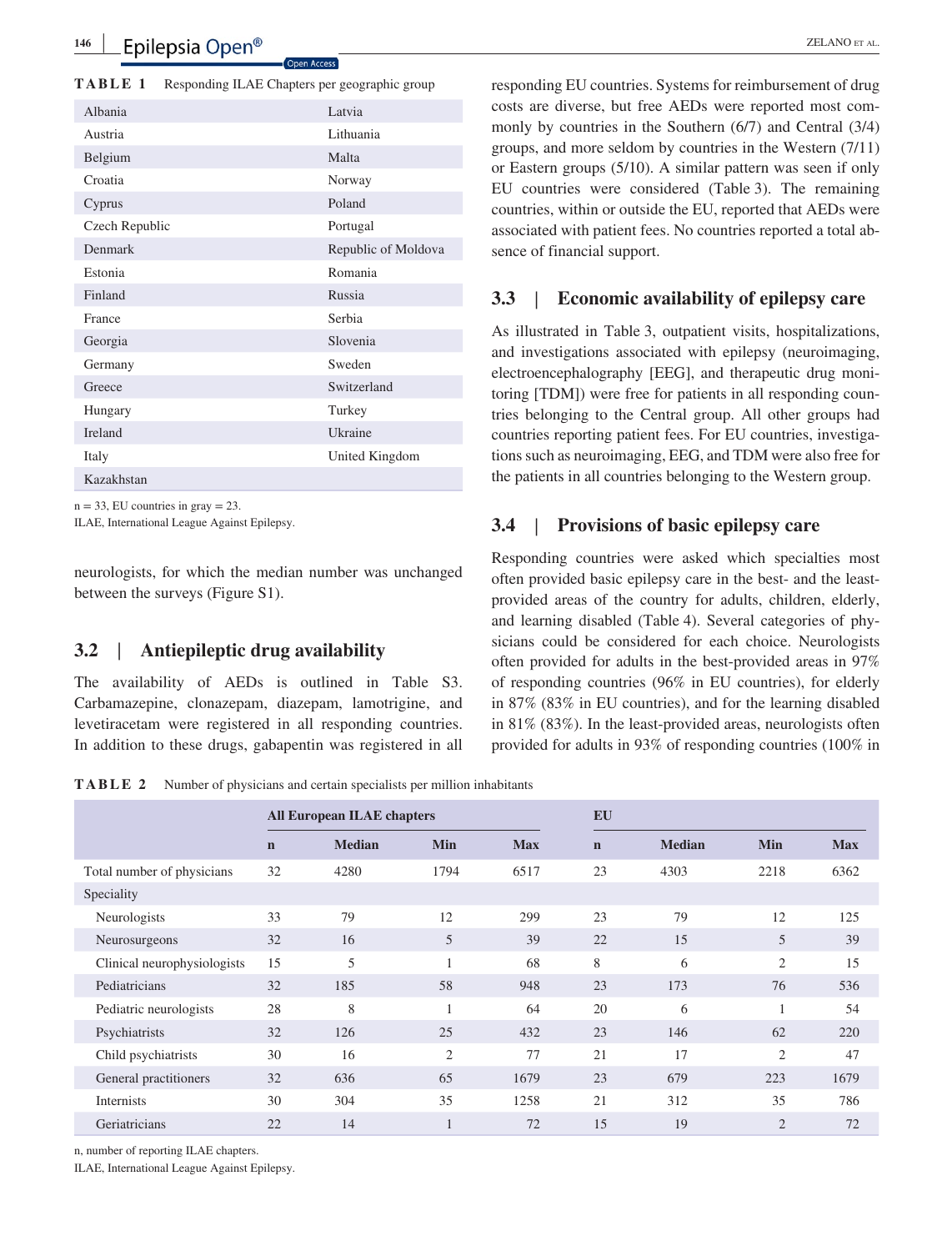**TABLE 1** Responding ILAE Chapters per geographic group

| | |
|---|---|
| Albania | Latvia |
| Austria | Lithuania |
| Belgium | Malta |
| Croatia | Norway |
| Cyprus | Poland |
| Czech Republic | Portugal |
| Denmark | Republic of Moldova |
| Estonia | Romania |
| Finland | Russia |
| France | Serbia |
| Georgia | Slovenia |
| Germany | Sweden |
| Greece | Switzerland |
| Hungary | Turkey |
| Ireland | Ukraine |
| Italy | United Kingdom |
| Kazakhstan | |

n = 33, EU countries in gray = 23.
ILAE, International League Against Epilepsy.

neurologists, for which the median number was unchanged between the surveys (Figure S1).

## 3.2 | Antiepileptic drug availability

The availability of AEDs is outlined in Table S3. Carbamazepine, clonazepam, diazepam, lamotrigine, and levetiracetam were registered in all responding countries. In addition to these drugs, gabapentin was registered in all responding EU countries. Systems for reimbursement of drug costs are diverse, but free AEDs were reported most commonly by countries in the Southern (6/7) and Central (3/4) groups, and more seldom by countries in the Western (7/11) or Eastern groups (5/10). A similar pattern was seen if only EU countries were considered (Table 3). The remaining countries, within or outside the EU, reported that AEDs were associated with patient fees. No countries reported a total absence of financial support.

## 3.3 | Economic availability of epilepsy care

As illustrated in Table 3, outpatient visits, hospitalizations, and investigations associated with epilepsy (neuroimaging, electroencephalography [EEG], and therapeutic drug monitoring [TDM]) were free for patients in all responding countries belonging to the Central group. All other groups had countries reporting patient fees. For EU countries, investigations such as neuroimaging, EEG, and TDM were also free for the patients in all countries belonging to the Western group.

## 3.4 | Provisions of basic epilepsy care

Responding countries were asked which specialties most often provided basic epilepsy care in the best- and the least-provided areas of the country for adults, children, elderly, and learning disabled (Table 4). Several categories of physicians could be considered for each choice. Neurologists often provided for adults in the best-provided areas in 97% of responding countries (96% in EU countries), for elderly in 87% (83% in EU countries), and for the learning disabled in 81% (83%). In the least-provided areas, neurologists often provided for adults in 93% of responding countries (100% in

**TABLE 2** Number of physicians and certain specialists per million inhabitants

| | All European ILAE chapters | | | | EU | | | |
|---|---|---|---|---|---|---|---|---|
| | n | Median | Min | Max | n | Median | Min | Max |
| Total number of physicians | 32 | 4280 | 1794 | 6517 | 23 | 4303 | 2218 | 6362 |
| Speciality | | | | | | | | |
| Neurologists | 33 | 79 | 12 | 299 | 23 | 79 | 12 | 125 |
| Neurosurgeons | 32 | 16 | 5 | 39 | 22 | 15 | 5 | 39 |
| Clinical neurophysiologists | 15 | 5 | 1 | 68 | 8 | 6 | 2 | 15 |
| Pediatricians | 32 | 185 | 58 | 948 | 23 | 173 | 76 | 536 |
| Pediatric neurologists | 28 | 8 | 1 | 64 | 20 | 6 | 1 | 54 |
| Psychiatrists | 32 | 126 | 25 | 432 | 23 | 146 | 62 | 220 |
| Child psychiatrists | 30 | 16 | 2 | 77 | 21 | 17 | 2 | 47 |
| General practitioners | 32 | 636 | 65 | 1679 | 23 | 679 | 223 | 1679 |
| Internists | 30 | 304 | 35 | 1258 | 21 | 312 | 35 | 786 |
| Geriatricians | 22 | 14 | 1 | 72 | 15 | 19 | 2 | 72 |

n, number of reporting ILAE chapters.
ILAE, International League Against Epilepsy.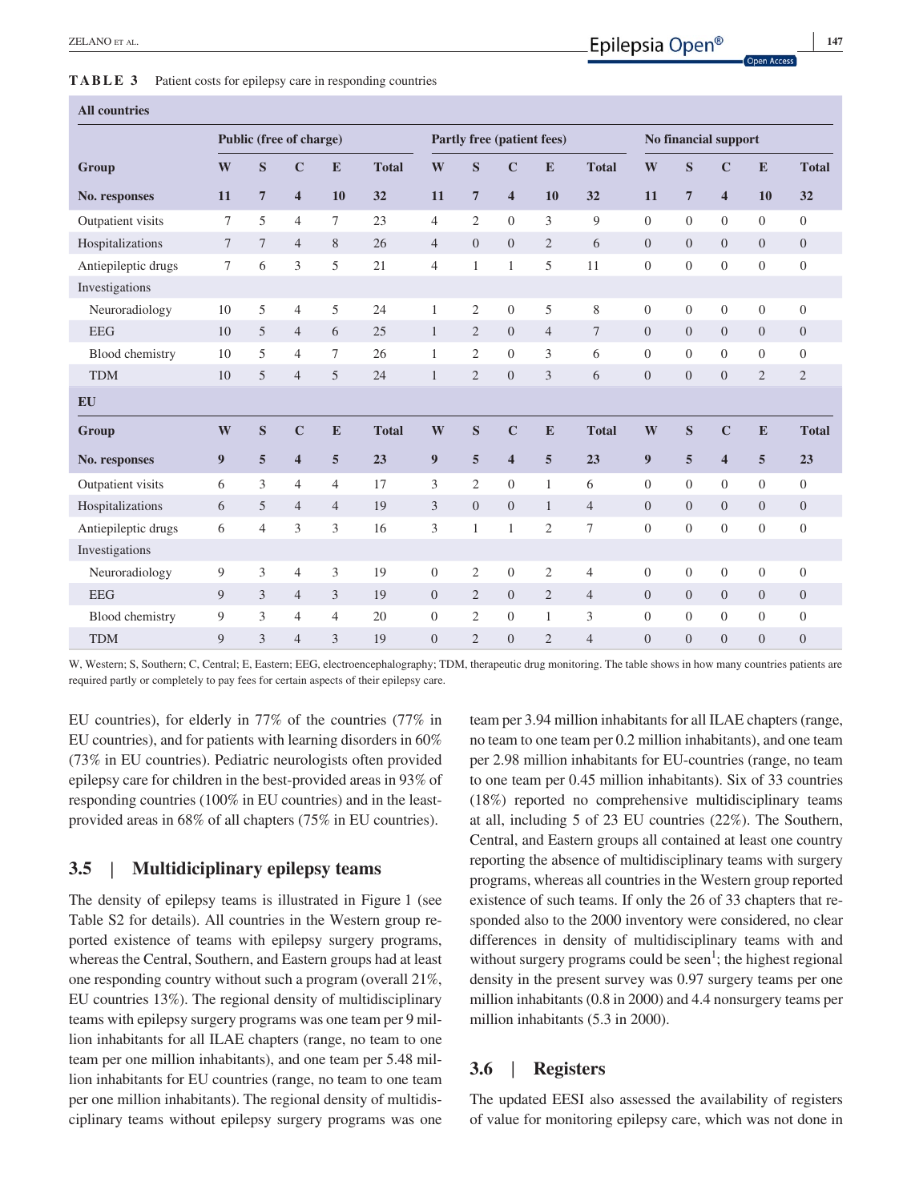**TABLE 3** Patient costs for epilepsy care in responding countries

| **All countries** | | | | | | | | | | | | | | | |
|---|---|---|---|---|---|---|---|---|---|---|---|---|---|---|---|
| | **Public (free of charge)** | | | | | **Partly free (patient fees)** | | | | | **No financial support** | | | | |
| **Group** | **W** | **S** | **C** | **E** | **Total** | **W** | **S** | **C** | **E** | **Total** | **W** | **S** | **C** | **E** | **Total** |
| **No. responses** | **11** | **7** | **4** | **10** | **32** | **11** | **7** | **4** | **10** | **32** | **11** | **7** | **4** | **10** | **32** |
| Outpatient visits | 7 | 5 | 4 | 7 | 23 | 4 | 2 | 0 | 3 | 9 | 0 | 0 | 0 | 0 | 0 |
| Hospitalizations | 7 | 7 | 4 | 8 | 26 | 4 | 0 | 0 | 2 | 6 | 0 | 0 | 0 | 0 | 0 |
| Antiepileptic drugs | 7 | 6 | 3 | 5 | 21 | 4 | 1 | 1 | 5 | 11 | 0 | 0 | 0 | 0 | 0 |
| Investigations | | | | | | | | | | | | | | | |
| Neuroradiology | 10 | 5 | 4 | 5 | 24 | 1 | 2 | 0 | 5 | 8 | 0 | 0 | 0 | 0 | 0 |
| EEG | 10 | 5 | 4 | 6 | 25 | 1 | 2 | 0 | 4 | 7 | 0 | 0 | 0 | 0 | 0 |
| Blood chemistry | 10 | 5 | 4 | 7 | 26 | 1 | 2 | 0 | 3 | 6 | 0 | 0 | 0 | 0 | 0 |
| TDM | 10 | 5 | 4 | 5 | 24 | 1 | 2 | 0 | 3 | 6 | 0 | 0 | 0 | 2 | 2 |
| **EU** | | | | | | | | | | | | | | | |
| **Group** | **W** | **S** | **C** | **E** | **Total** | **W** | **S** | **C** | **E** | **Total** | **W** | **S** | **C** | **E** | **Total** |
| **No. responses** | **9** | **5** | **4** | **5** | **23** | **9** | **5** | **4** | **5** | **23** | **9** | **5** | **4** | **5** | **23** |
| Outpatient visits | 6 | 3 | 4 | 4 | 17 | 3 | 2 | 0 | 1 | 6 | 0 | 0 | 0 | 0 | 0 |
| Hospitalizations | 6 | 5 | 4 | 4 | 19 | 3 | 0 | 0 | 1 | 4 | 0 | 0 | 0 | 0 | 0 |
| Antiepileptic drugs | 6 | 4 | 3 | 3 | 16 | 3 | 1 | 1 | 2 | 7 | 0 | 0 | 0 | 0 | 0 |
| Investigations | | | | | | | | | | | | | | | |
| Neuroradiology | 9 | 3 | 4 | 3 | 19 | 0 | 2 | 0 | 2 | 4 | 0 | 0 | 0 | 0 | 0 |
| EEG | 9 | 3 | 4 | 3 | 19 | 0 | 2 | 0 | 2 | 4 | 0 | 0 | 0 | 0 | 0 |
| Blood chemistry | 9 | 3 | 4 | 4 | 20 | 0 | 2 | 0 | 1 | 3 | 0 | 0 | 0 | 0 | 0 |
| TDM | 9 | 3 | 4 | 3 | 19 | 0 | 2 | 0 | 2 | 4 | 0 | 0 | 0 | 0 | 0 |

W, Western; S, Southern; C, Central; E, Eastern; EEG, electroencephalography; TDM, therapeutic drug monitoring. The table shows in how many countries patients are required partly or completely to pay fees for certain aspects of their epilepsy care.

EU countries), for elderly in 77% of the countries (77% in EU countries), and for patients with learning disorders in 60% (73% in EU countries). Pediatric neurologists often provided epilepsy care for children in the best-provided areas in 93% of responding countries (100% in EU countries) and in the least-provided areas in 68% of all chapters (75% in EU countries).

## 3.5 | Multidiciplinary epilepsy teams

The density of epilepsy teams is illustrated in Figure 1 (see Table S2 for details). All countries in the Western group reported existence of teams with epilepsy surgery programs, whereas the Central, Southern, and Eastern groups had at least one responding country without such a program (overall 21%, EU countries 13%). The regional density of multidisciplinary teams with epilepsy surgery programs was one team per 9 million inhabitants for all ILAE chapters (range, no team to one team per one million inhabitants), and one team per 5.48 million inhabitants for EU countries (range, no team to one team per one million inhabitants). The regional density of multidisciplinary teams without epilepsy surgery programs was one team per 3.94 million inhabitants for all ILAE chapters (range, no team to one team per 0.2 million inhabitants), and one team per 2.98 million inhabitants for EU-countries (range, no team to one team per 0.45 million inhabitants). Six of 33 countries (18%) reported no comprehensive multidisciplinary teams at all, including 5 of 23 EU countries (22%). The Southern, Central, and Eastern groups all contained at least one country reporting the absence of multidisciplinary teams with surgery programs, whereas all countries in the Western group reported existence of such teams. If only the 26 of 33 chapters that responded also to the 2000 inventory were considered, no clear differences in density of multidisciplinary teams with and without surgery programs could be seen[1]; the highest regional density in the present survey was 0.97 surgery teams per one million inhabitants (0.8 in 2000) and 4.4 nonsurgery teams per million inhabitants (5.3 in 2000).

## 3.6 | Registers

The updated EESI also assessed the availability of registers of value for monitoring epilepsy care, which was not done in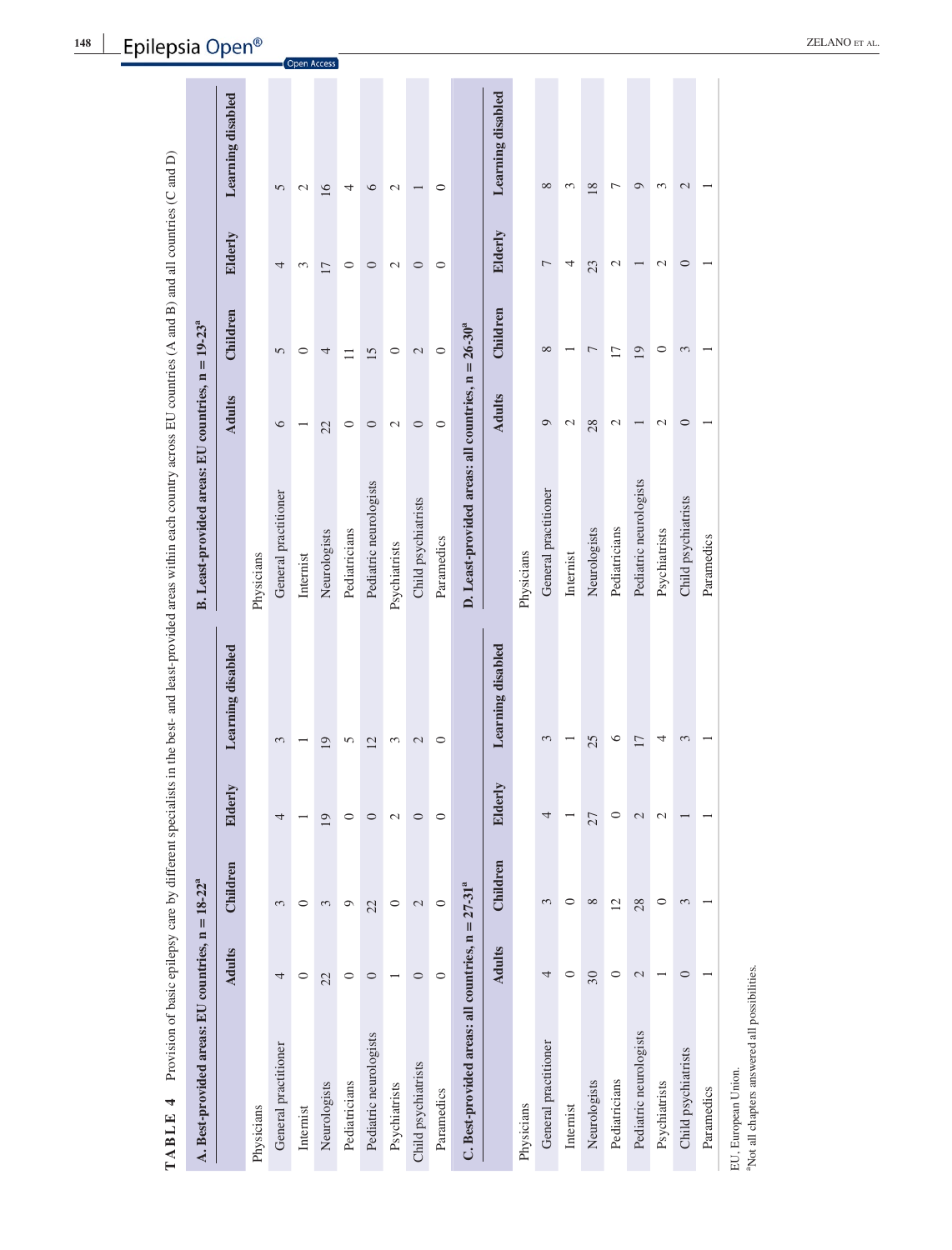**TABLE 4** Provision of basic epilepsy care by different specialists in the best- and least-provided areas within each country across EU countries (A and B) and all countries (C and D)

**A. Best-provided areas: EU countries, n = 18-22[a]**

| | Adults | Children | Elderly | Learning disabled |
|---|---|---|---|---|
| Physicians | | | | |
| General practitioner | 4 | 3 | 4 | 3 |
| Internist | 0 | 0 | 1 | 1 |
| Neurologists | 22 | 3 | 19 | 19 |
| Pediatricians | 0 | 9 | 0 | 5 |
| Pediatric neurologists | 0 | 22 | 0 | 12 |
| Psychiatrists | 1 | 0 | 2 | 3 |
| Child psychiatrists | 0 | 2 | 0 | 2 |
| Paramedics | 0 | 0 | 0 | 0 |

**B. Least-provided areas: EU countries, n = 19-23[a]**

| | Adults | Children | Elderly | Learning disabled |
|---|---|---|---|---|
| Physicians | | | | |
| General practitioner | 6 | 5 | 4 | 5 |
| Internist | 1 | 0 | 3 | 2 |
| Neurologists | 22 | 4 | 17 | 16 |
| Pediatricians | 0 | 11 | 0 | 4 |
| Pediatric neurologists | 0 | 15 | 0 | 6 |
| Psychiatrists | 2 | 0 | 2 | 2 |
| Child psychiatrists | 0 | 2 | 0 | 1 |
| Paramedics | 0 | 0 | 0 | 0 |

**C. Best-provided areas: all countries, n = 27-31[a]**

| | Adults | Children | Elderly | Learning disabled |
|---|---|---|---|---|
| Physicians | | | | |
| General practitioner | 4 | 3 | 4 | 3 |
| Internist | 0 | 0 | 1 | 1 |
| Neurologists | 30 | 8 | 27 | 25 |
| Pediatricians | 0 | 12 | 0 | 6 |
| Pediatric neurologists | 2 | 28 | 2 | 17 |
| Psychiatrists | 1 | 0 | 2 | 4 |
| Child psychiatrists | 0 | 3 | 1 | 3 |
| Paramedics | 1 | 1 | 1 | 1 |

**D. Least-provided areas: all countries, n = 26-30[a]**

| | Adults | Children | Elderly | Learning disabled |
|---|---|---|---|---|
| Physicians | | | | |
| General practitioner | 9 | 8 | 7 | 8 |
| Internist | 2 | 1 | 4 | 3 |
| Neurologists | 28 | 7 | 23 | 18 |
| Pediatricians | 2 | 17 | 2 | 7 |
| Pediatric neurologists | 1 | 19 | 1 | 9 |
| Psychiatrists | 2 | 0 | 2 | 3 |
| Child psychiatrists | 0 | 3 | 0 | 2 |
| Paramedics | 1 | 1 | 1 | 1 |

EU, European Union.

[a]Not all chapters answered all possibilities.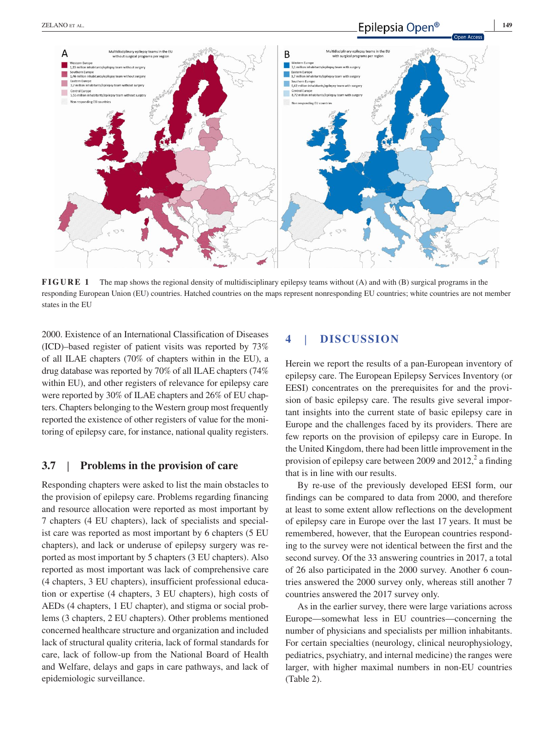FIGURE 1 The map shows the regional density of multidisciplinary epilepsy teams without (A) and with (B) surgical programs in the responding European Union (EU) countries. Hatched countries on the maps represent nonresponding EU countries; white countries are not member states in the EU

2000. Existence of an International Classification of Diseases (ICD)–based register of patient visits was reported by 73% of all ILAE chapters (70% of chapters within in the EU), a drug database was reported by 70% of all ILAE chapters (74% within EU), and other registers of relevance for epilepsy care were reported by 30% of ILAE chapters and 26% of EU chapters. Chapters belonging to the Western group most frequently reported the existence of other registers of value for the monitoring of epilepsy care, for instance, national quality registers.

### 3.7 | Problems in the provision of care

Responding chapters were asked to list the main obstacles to the provision of epilepsy care. Problems regarding financing and resource allocation were reported as most important by 7 chapters (4 EU chapters), lack of specialists and specialist care was reported as most important by 6 chapters (5 EU chapters), and lack or underuse of epilepsy surgery was reported as most important by 5 chapters (3 EU chapters). Also reported as most important was lack of comprehensive care (4 chapters, 3 EU chapters), insufficient professional education or expertise (4 chapters, 3 EU chapters), high costs of AEDs (4 chapters, 1 EU chapter), and stigma or social problems (3 chapters, 2 EU chapters). Other problems mentioned concerned healthcare structure and organization and included lack of structural quality criteria, lack of formal standards for care, lack of follow-up from the National Board of Health and Welfare, delays and gaps in care pathways, and lack of epidemiologic surveillance.

## 4 | DISCUSSION

Herein we report the results of a pan-European inventory of epilepsy care. The European Epilepsy Services Inventory (or EESI) concentrates on the prerequisites for and the provision of basic epilepsy care. The results give several important insights into the current state of basic epilepsy care in Europe and the challenges faced by its providers. There are few reports on the provision of epilepsy care in Europe. In the United Kingdom, there had been little improvement in the provision of epilepsy care between 2009 and 2012,[2] a finding that is in line with our results.

By re-use of the previously developed EESI form, our findings can be compared to data from 2000, and therefore at least to some extent allow reflections on the development of epilepsy care in Europe over the last 17 years. It must be remembered, however, that the European countries responding to the survey were not identical between the first and the second survey. Of the 33 answering countries in 2017, a total of 26 also participated in the 2000 survey. Another 6 countries answered the 2000 survey only, whereas still another 7 countries answered the 2017 survey only.

As in the earlier survey, there were large variations across Europe—somewhat less in EU countries—concerning the number of physicians and specialists per million inhabitants. For certain specialties (neurology, clinical neurophysiology, pediatrics, psychiatry, and internal medicine) the ranges were larger, with higher maximal numbers in non-EU countries (Table 2).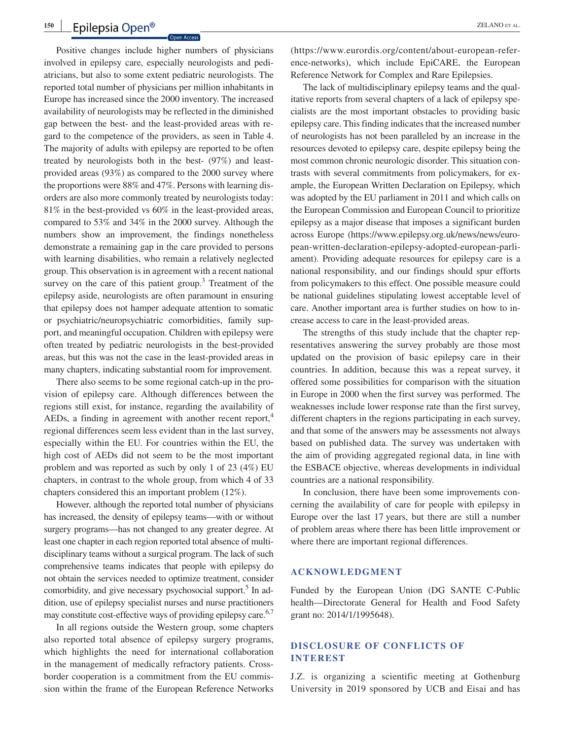Positive changes include higher numbers of physicians involved in epilepsy care, especially neurologists and pediatricians, but also to some extent pediatric neurologists. The reported total number of physicians per million inhabitants in Europe has increased since the 2000 inventory. The increased availability of neurologists may be reflected in the diminished gap between the best- and the least-provided areas with regard to the competence of the providers, as seen in Table 4. The majority of adults with epilepsy are reported to be often treated by neurologists both in the best- (97%) and least-provided areas (93%) as compared to the 2000 survey where the proportions were 88% and 47%. Persons with learning disorders are also more commonly treated by neurologists today: 81% in the best-provided vs 60% in the least-provided areas, compared to 53% and 34% in the 2000 survey. Although the numbers show an improvement, the findings nonetheless demonstrate a remaining gap in the care provided to persons with learning disabilities, who remain a relatively neglected group. This observation is in agreement with a recent national survey on the care of this patient group.[3] Treatment of the epilepsy aside, neurologists are often paramount in ensuring that epilepsy does not hamper adequate attention to somatic or psychiatric/neuropsychiatric comorbidities, family support, and meaningful occupation. Children with epilepsy were often treated by pediatric neurologists in the best-provided areas, but this was not the case in the least-provided areas in many chapters, indicating substantial room for improvement.

There also seems to be some regional catch-up in the provision of epilepsy care. Although differences between the regions still exist, for instance, regarding the availability of AEDs, a finding in agreement with another recent report,[4] regional differences seem less evident than in the last survey, especially within the EU. For countries within the EU, the high cost of AEDs did not seem to be the most important problem and was reported as such by only 1 of 23 (4%) EU chapters, in contrast to the whole group, from which 4 of 33 chapters considered this an important problem (12%).

However, although the reported total number of physicians has increased, the density of epilepsy teams—with or without surgery programs—has not changed to any greater degree. At least one chapter in each region reported total absence of multidisciplinary teams without a surgical program. The lack of such comprehensive teams indicates that people with epilepsy do not obtain the services needed to optimize treatment, consider comorbidity, and give necessary psychosocial support.[5] In addition, use of epilepsy specialist nurses and nurse practitioners may constitute cost-effective ways of providing epilepsy care.[6,7]

In all regions outside the Western group, some chapters also reported total absence of epilepsy surgery programs, which highlights the need for international collaboration in the management of medically refractory patients. Cross-border cooperation is a commitment from the EU commission within the frame of the European Reference Networks (https://www.eurordis.org/content/about-european-reference-networks), which include EpiCARE, the European Reference Network for Complex and Rare Epilepsies.

The lack of multidisciplinary epilepsy teams and the qualitative reports from several chapters of a lack of epilepsy specialists are the most important obstacles to providing basic epilepsy care. This finding indicates that the increased number of neurologists has not been paralleled by an increase in the resources devoted to epilepsy care, despite epilepsy being the most common chronic neurologic disorder. This situation contrasts with several commitments from policymakers, for example, the European Written Declaration on Epilepsy, which was adopted by the EU parliament in 2011 and which calls on the European Commission and European Council to prioritize epilepsy as a major disease that imposes a significant burden across Europe (https://www.epilepsy.org.uk/news/news/european-written-declaration-epilepsy-adopted-european-parliament). Providing adequate resources for epilepsy care is a national responsibility, and our findings should spur efforts from policymakers to this effect. One possible measure could be national guidelines stipulating lowest acceptable level of care. Another important area is further studies on how to increase access to care in the least-provided areas.

The strengths of this study include that the chapter representatives answering the survey probably are those most updated on the provision of basic epilepsy care in their countries. In addition, because this was a repeat survey, it offered some possibilities for comparison with the situation in Europe in 2000 when the first survey was performed. The weaknesses include lower response rate than the first survey, different chapters in the regions participating in each survey, and that some of the answers may be assessments not always based on published data. The survey was undertaken with the aim of providing aggregated regional data, in line with the ESBACE objective, whereas developments in individual countries are a national responsibility.

In conclusion, there have been some improvements concerning the availability of care for people with epilepsy in Europe over the last 17 years, but there are still a number of problem areas where there has been little improvement or where there are important regional differences.

## ACKNOWLEDGMENT

Funded by the European Union (DG SANTE C-Public health—Directorate General for Health and Food Safety grant no: 2014/1/1995648).

## DISCLOSURE OF CONFLICTS OF INTEREST

J.Z. is organizing a scientific meeting at Gothenburg University in 2019 sponsored by UCB and Eisai and has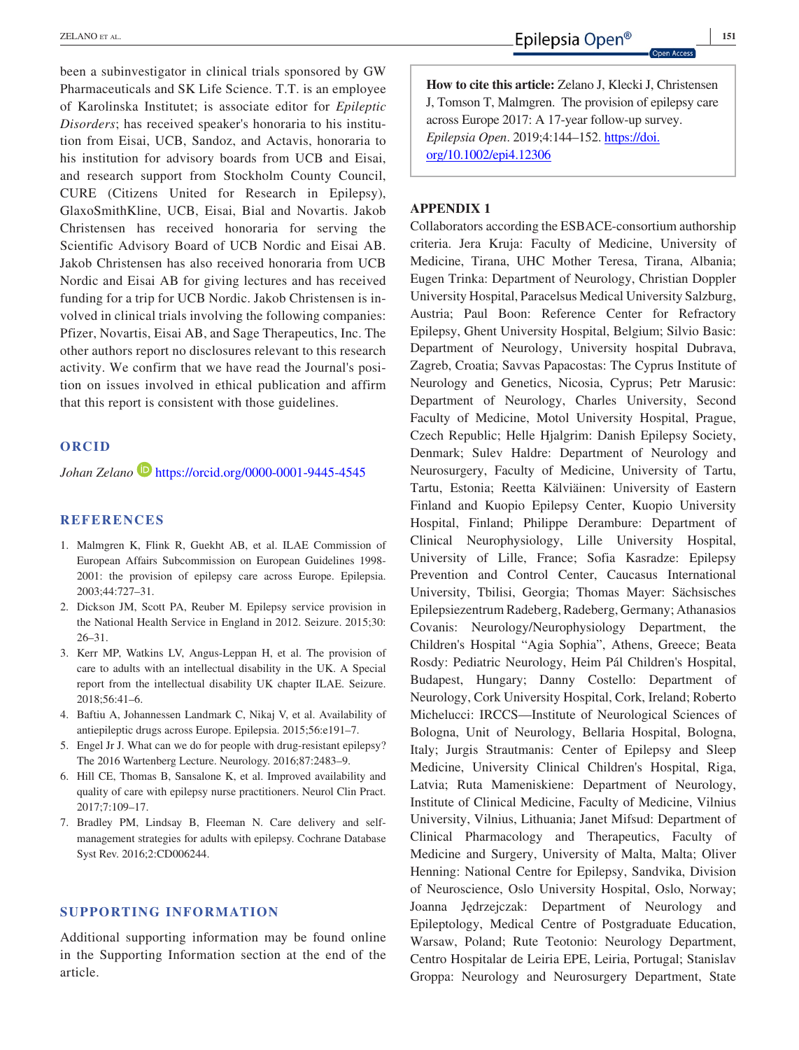been a subinvestigator in clinical trials sponsored by GW Pharmaceuticals and SK Life Science. T.T. is an employee of Karolinska Institutet; is associate editor for *Epileptic Disorders*; has received speaker's honoraria to his institution from Eisai, UCB, Sandoz, and Actavis, honoraria to his institution for advisory boards from UCB and Eisai, and research support from Stockholm County Council, CURE (Citizens United for Research in Epilepsy), GlaxoSmithKline, UCB, Eisai, Bial and Novartis. Jakob Christensen has received honoraria for serving the Scientific Advisory Board of UCB Nordic and Eisai AB. Jakob Christensen has also received honoraria from UCB Nordic and Eisai AB for giving lectures and has received funding for a trip for UCB Nordic. Jakob Christensen is involved in clinical trials involving the following companies: Pfizer, Novartis, Eisai AB, and Sage Therapeutics, Inc. The other authors report no disclosures relevant to this research activity. We confirm that we have read the Journal's position on issues involved in ethical publication and affirm that this report is consistent with those guidelines.

## ORCID

*Johan Zelano* https://orcid.org/0000-0001-9445-4545

## REFERENCES

1. Malmgren K, Flink R, Guekht AB, et al. ILAE Commission of European Affairs Subcommission on European Guidelines 1998-2001: the provision of epilepsy care across Europe. Epilepsia. 2003;44:727–31.
2. Dickson JM, Scott PA, Reuber M. Epilepsy service provision in the National Health Service in England in 2012. Seizure. 2015;30:26–31.
3. Kerr MP, Watkins LV, Angus-Leppan H, et al. The provision of care to adults with an intellectual disability in the UK. A Special report from the intellectual disability UK chapter ILAE. Seizure. 2018;56:41–6.
4. Baftiu A, Johannessen Landmark C, Nikaj V, et al. Availability of antiepileptic drugs across Europe. Epilepsia. 2015;56:e191–7.
5. Engel Jr J. What can we do for people with drug-resistant epilepsy? The 2016 Wartenberg Lecture. Neurology. 2016;87:2483–9.
6. Hill CE, Thomas B, Sansalone K, et al. Improved availability and quality of care with epilepsy nurse practitioners. Neurol Clin Pract. 2017;7:109–17.
7. Bradley PM, Lindsay B, Fleeman N. Care delivery and self-management strategies for adults with epilepsy. Cochrane Database Syst Rev. 2016;2:CD006244.

## SUPPORTING INFORMATION

Additional supporting information may be found online in the Supporting Information section at the end of the article.

**How to cite this article:** Zelano J, Klecki J, Christensen J, Tomson T, Malmgren. The provision of epilepsy care across Europe 2017: A 17-year follow-up survey. *Epilepsia Open*. 2019;4:144–152. https://doi.org/10.1002/epi4.12306

## APPENDIX 1

Collaborators according the ESBACE-consortium authorship criteria. Jera Kruja: Faculty of Medicine, University of Medicine, Tirana, UHC Mother Teresa, Tirana, Albania; Eugen Trinka: Department of Neurology, Christian Doppler University Hospital, Paracelsus Medical University Salzburg, Austria; Paul Boon: Reference Center for Refractory Epilepsy, Ghent University Hospital, Belgium; Silvio Basic: Department of Neurology, University hospital Dubrava, Zagreb, Croatia; Savvas Papacostas: The Cyprus Institute of Neurology and Genetics, Nicosia, Cyprus; Petr Marusic: Department of Neurology, Charles University, Second Faculty of Medicine, Motol University Hospital, Prague, Czech Republic; Helle Hjalgrim: Danish Epilepsy Society, Denmark; Sulev Haldre: Department of Neurology and Neurosurgery, Faculty of Medicine, University of Tartu, Tartu, Estonia; Reetta Kälviäinen: University of Eastern Finland and Kuopio Epilepsy Center, Kuopio University Hospital, Finland; Philippe Derambure: Department of Clinical Neurophysiology, Lille University Hospital, University of Lille, France; Sofia Kasradze: Epilepsy Prevention and Control Center, Caucasus International University, Tbilisi, Georgia; Thomas Mayer: Sächsisches Epilepsiezentrum Radeberg, Radeberg, Germany; Athanasios Covanis: Neurology/Neurophysiology Department, the Children's Hospital "Agia Sophia", Athens, Greece; Beata Rosdy: Pediatric Neurology, Heim Pál Children's Hospital, Budapest, Hungary; Danny Costello: Department of Neurology, Cork University Hospital, Cork, Ireland; Roberto Michelucci: IRCCS—Institute of Neurological Sciences of Bologna, Unit of Neurology, Bellaria Hospital, Bologna, Italy; Jurgis Strautmanis: Center of Epilepsy and Sleep Medicine, University Clinical Children's Hospital, Riga, Latvia; Ruta Mameniskiene: Department of Neurology, Institute of Clinical Medicine, Faculty of Medicine, Vilnius University, Vilnius, Lithuania; Janet Mifsud: Department of Clinical Pharmacology and Therapeutics, Faculty of Medicine and Surgery, University of Malta, Malta; Oliver Henning: National Centre for Epilepsy, Sandvika, Division of Neuroscience, Oslo University Hospital, Oslo, Norway; Joanna Jędrzejczak: Department of Neurology and Epileptology, Medical Centre of Postgraduate Education, Warsaw, Poland; Rute Teotonio: Neurology Department, Centro Hospitalar de Leiria EPE, Leiria, Portugal; Stanislav Groppa: Neurology and Neurosurgery Department, State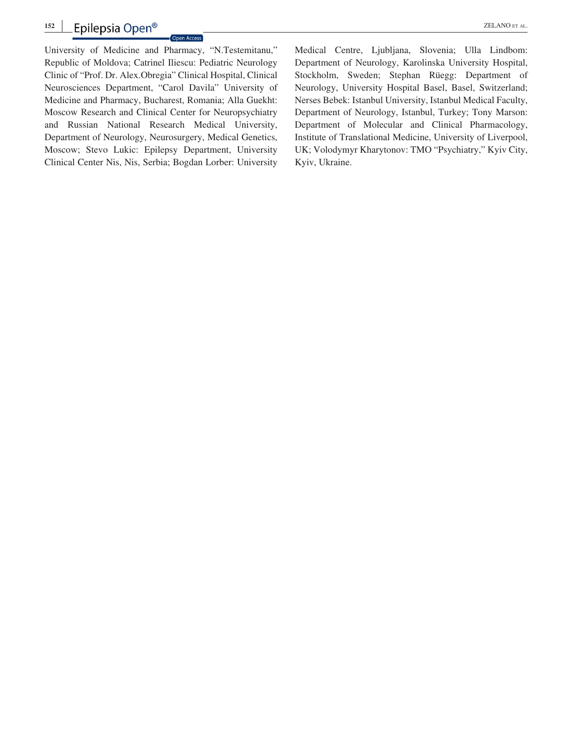University of Medicine and Pharmacy, "N.Testemitanu," Republic of Moldova; Catrinel Iliescu: Pediatric Neurology Clinic of "Prof. Dr. Alex.Obregia" Clinical Hospital, Clinical Neurosciences Department, "Carol Davila" University of Medicine and Pharmacy, Bucharest, Romania; Alla Guekht: Moscow Research and Clinical Center for Neuropsychiatry and Russian National Research Medical University, Department of Neurology, Neurosurgery, Medical Genetics, Moscow; Stevo Lukic: Epilepsy Department, University Clinical Center Nis, Nis, Serbia; Bogdan Lorber: University Medical Centre, Ljubljana, Slovenia; Ulla Lindbom: Department of Neurology, Karolinska University Hospital, Stockholm, Sweden; Stephan Rüegg: Department of Neurology, University Hospital Basel, Basel, Switzerland; Nerses Bebek: Istanbul University, Istanbul Medical Faculty, Department of Neurology, Istanbul, Turkey; Tony Marson: Department of Molecular and Clinical Pharmacology, Institute of Translational Medicine, University of Liverpool, UK; Volodymyr Kharytonov: TMO "Psychiatry," Kyiv City, Kyiv, Ukraine.